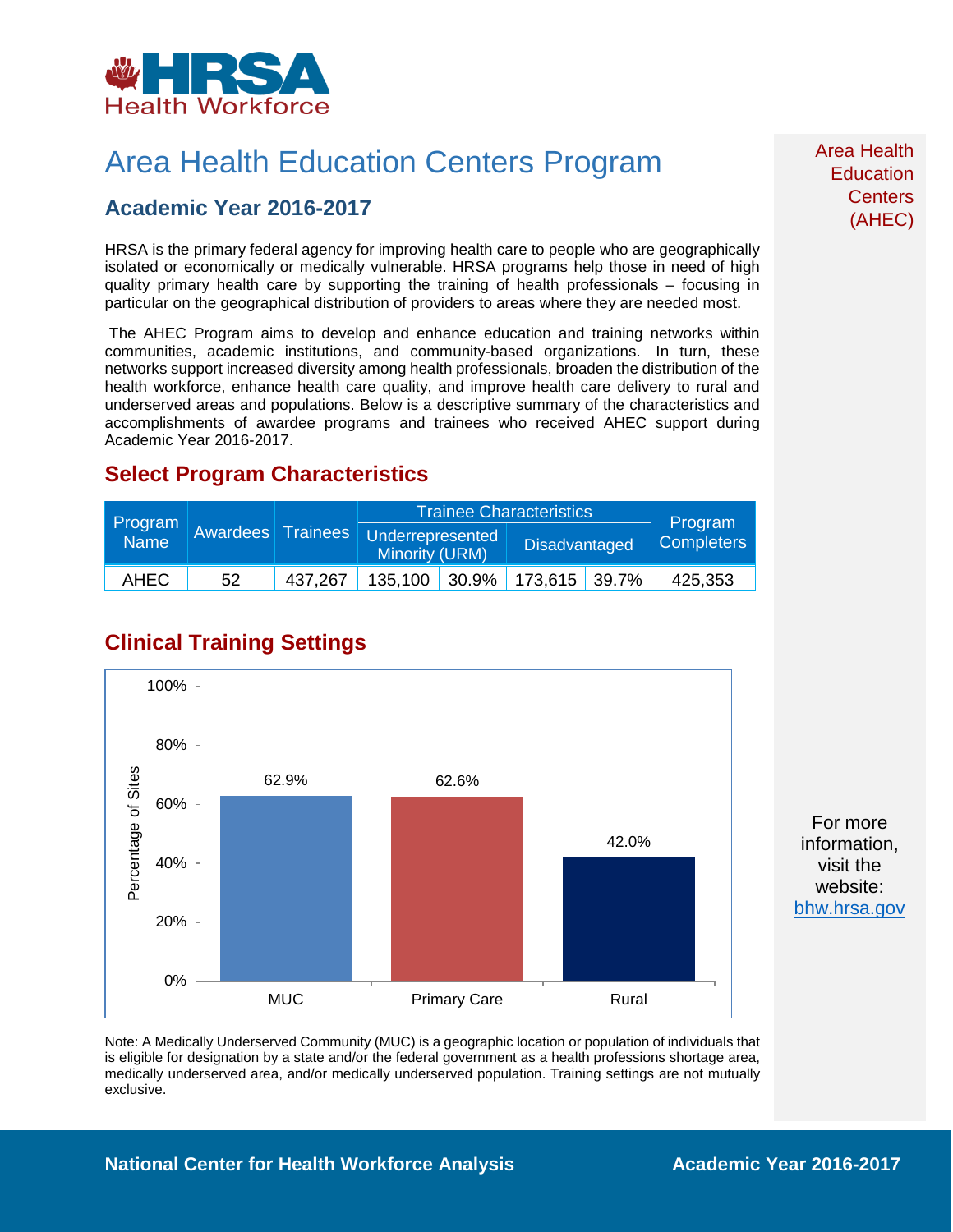# Area Health Education Centers Program

## Academic Year 2016-2017

HRSA is the primary federal agency for improving health care to people who are geographically isolated or economically or medically vulnerable. HRSA programs help those in need of high quality primary health care by supporting the training of health professionals – focusing in particular on the geographical distribution of providers to areas where they are needed most.

The AHEC Program aims to develop and enhance education and training networks within communities, academic institutions, and community-based organizations. In turn, these networks support increased diversity among health professionals, broaden the distribution of the health workforce, enhance health care quality, and improve health care delivery to rural and underserved areas and populations. Below is a descriptive summary of the characteristics and accomplishments of awardee programs and trainees who received AHEC support during Academic Year 2016-2017.

## Select Program Characteristics

| Program Name | Awardees | Trainees | Trainee Characteristics | | | | Program Completers |
|---|---|---|---|---|---|---|---|
| | | | Underrepresented Minority (URM) | | Disadvantaged | | |
| AHEC | 52 | 437,267 | 135,100 | 30.9% | 173,615 | 39.7% | 425,353 |

## Clinical Training Settings

| Setting | Percentage of Sites |
|---|---|
| MUC | 62.9% |
| Primary Care | 62.6% |
| Rural | 42.0% |

Note: A Medically Underserved Community (MUC) is a geographic location or population of individuals that is eligible for designation by a state and/or the federal government as a health professions shortage area, medically underserved area, and/or medically underserved population. Training settings are not mutually exclusive.

Area Health Education Centers (AHEC)

For more information, visit the website: bhw.hrsa.gov

National Center for Health Workforce Analysis

Academic Year 2016-2017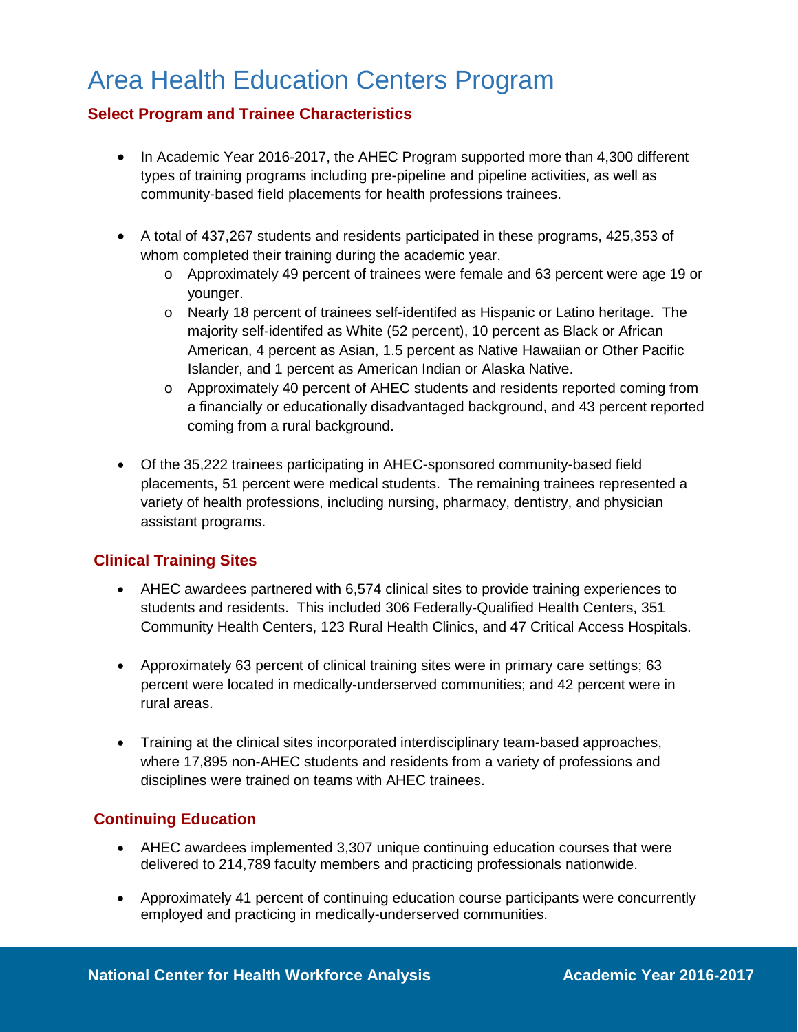# Area Health Education Centers Program

## Select Program and Trainee Characteristics

- In Academic Year 2016-2017, the AHEC Program supported more than 4,300 different types of training programs including pre-pipeline and pipeline activities, as well as community-based field placements for health professions trainees.
- A total of 437,267 students and residents participated in these programs, 425,353 of whom completed their training during the academic year.
  - Approximately 49 percent of trainees were female and 63 percent were age 19 or younger.
  - Nearly 18 percent of trainees self-identifed as Hispanic or Latino heritage. The majority self-identifed as White (52 percent), 10 percent as Black or African American, 4 percent as Asian, 1.5 percent as Native Hawaiian or Other Pacific Islander, and 1 percent as American Indian or Alaska Native.
  - Approximately 40 percent of AHEC students and residents reported coming from a financially or educationally disadvantaged background, and 43 percent reported coming from a rural background.
- Of the 35,222 trainees participating in AHEC-sponsored community-based field placements, 51 percent were medical students. The remaining trainees represented a variety of health professions, including nursing, pharmacy, dentistry, and physician assistant programs.

## Clinical Training Sites

- AHEC awardees partnered with 6,574 clinical sites to provide training experiences to students and residents. This included 306 Federally-Qualified Health Centers, 351 Community Health Centers, 123 Rural Health Clinics, and 47 Critical Access Hospitals.
- Approximately 63 percent of clinical training sites were in primary care settings; 63 percent were located in medically-underserved communities; and 42 percent were in rural areas.
- Training at the clinical sites incorporated interdisciplinary team-based approaches, where 17,895 non-AHEC students and residents from a variety of professions and disciplines were trained on teams with AHEC trainees.

## Continuing Education

- AHEC awardees implemented 3,307 unique continuing education courses that were delivered to 214,789 faculty members and practicing professionals nationwide.
- Approximately 41 percent of continuing education course participants were concurrently employed and practicing in medically-underserved communities.